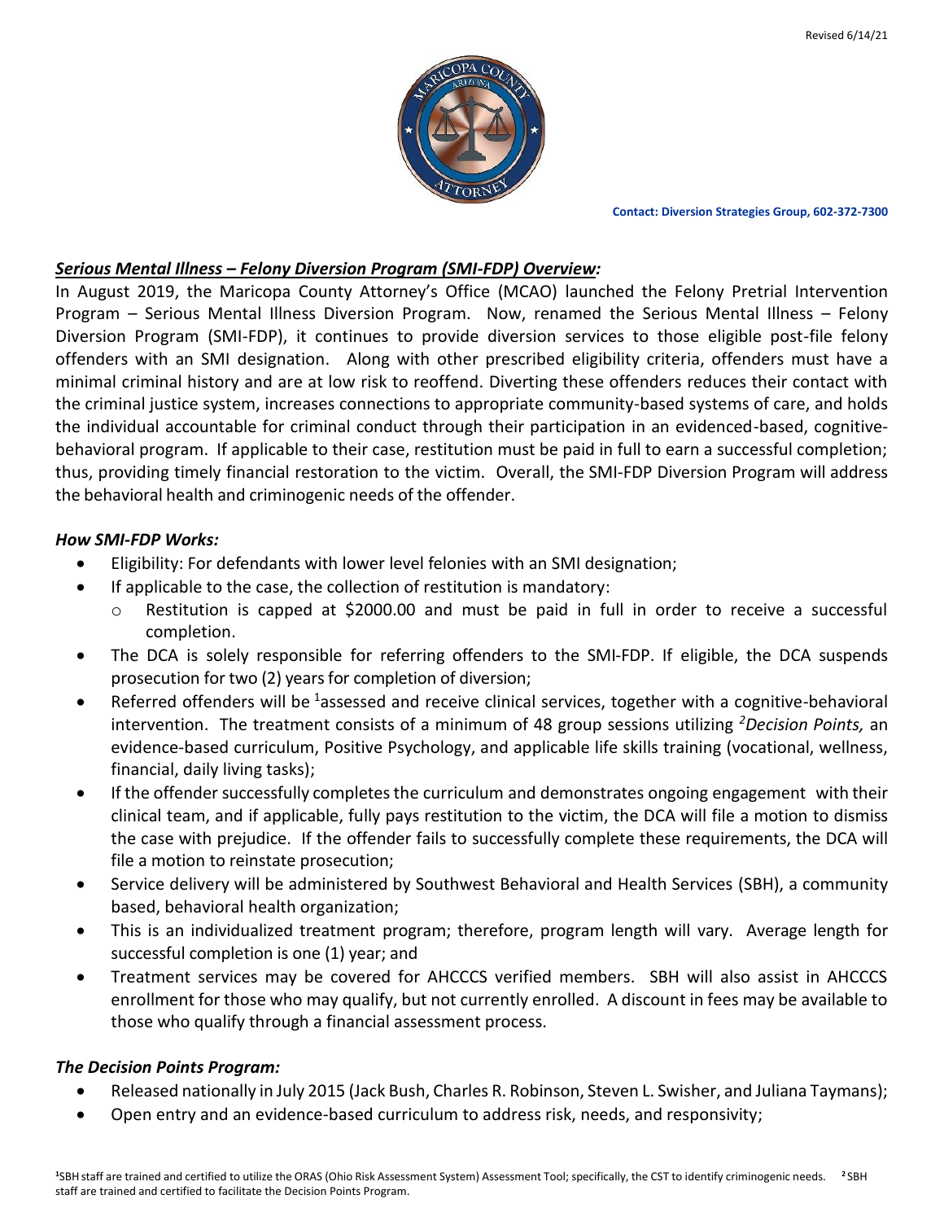Revised 6/14/21

**Contact: Diversion Strategies Group, 602-372-7300**

***Serious Mental Illness – Felony Diversion Program (SMI-FDP) Overview:***

In August 2019, the Maricopa County Attorney's Office (MCAO) launched the Felony Pretrial Intervention Program – Serious Mental Illness Diversion Program. Now, renamed the Serious Mental Illness – Felony Diversion Program (SMI-FDP), it continues to provide diversion services to those eligible post-file felony offenders with an SMI designation. Along with other prescribed eligibility criteria, offenders must have a minimal criminal history and are at low risk to reoffend. Diverting these offenders reduces their contact with the criminal justice system, increases connections to appropriate community-based systems of care, and holds the individual accountable for criminal conduct through their participation in an evidenced-based, cognitive-behavioral program. If applicable to their case, restitution must be paid in full to earn a successful completion; thus, providing timely financial restoration to the victim. Overall, the SMI-FDP Diversion Program will address the behavioral health and criminogenic needs of the offender.

***How SMI-FDP Works:***

- Eligibility: For defendants with lower level felonies with an SMI designation;
- If applicable to the case, the collection of restitution is mandatory:
  - Restitution is capped at $2000.00 and must be paid in full in order to receive a successful completion.
- The DCA is solely responsible for referring offenders to the SMI-FDP. If eligible, the DCA suspends prosecution for two (2) years for completion of diversion;
- Referred offenders will be [1]assessed and receive clinical services, together with a cognitive-behavioral intervention. The treatment consists of a minimum of 48 group sessions utilizing [2]*Decision Points,* an evidence-based curriculum, Positive Psychology, and applicable life skills training (vocational, wellness, financial, daily living tasks);
- If the offender successfully completes the curriculum and demonstrates ongoing engagement with their clinical team, and if applicable, fully pays restitution to the victim, the DCA will file a motion to dismiss the case with prejudice. If the offender fails to successfully complete these requirements, the DCA will file a motion to reinstate prosecution;
- Service delivery will be administered by Southwest Behavioral and Health Services (SBH), a community based, behavioral health organization;
- This is an individualized treatment program; therefore, program length will vary. Average length for successful completion is one (1) year; and
- Treatment services may be covered for AHCCCS verified members. SBH will also assist in AHCCCS enrollment for those who may qualify, but not currently enrolled. A discount in fees may be available to those who qualify through a financial assessment process.

***The Decision Points Program:***

- Released nationally in July 2015 (Jack Bush, Charles R. Robinson, Steven L. Swisher, and Juliana Taymans);
- Open entry and an evidence-based curriculum to address risk, needs, and responsivity;

[1]SBH staff are trained and certified to utilize the ORAS (Ohio Risk Assessment System) Assessment Tool; specifically, the CST to identify criminogenic needs. [2]SBH staff are trained and certified to facilitate the Decision Points Program.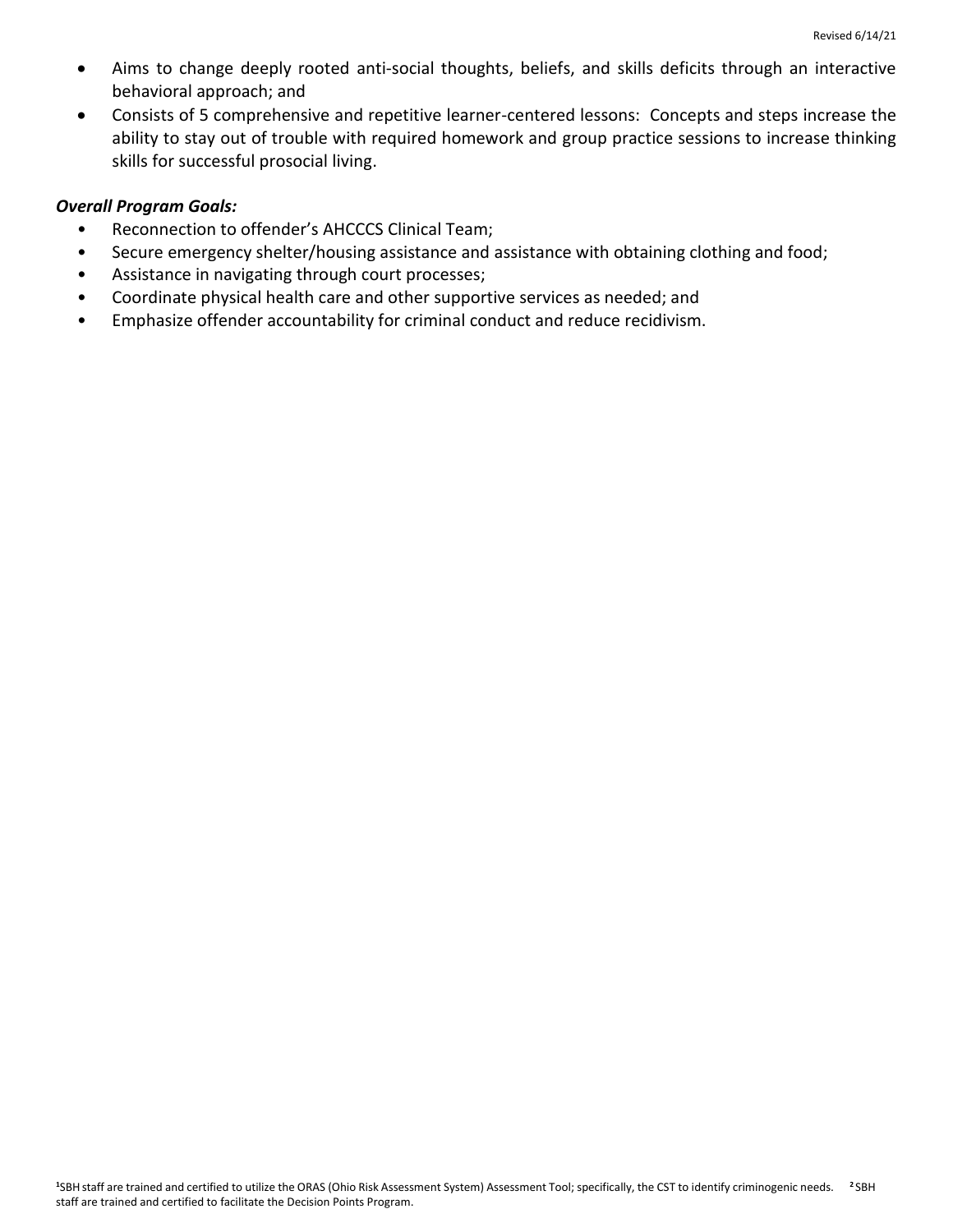- Aims to change deeply rooted anti-social thoughts, beliefs, and skills deficits through an interactive behavioral approach; and
- Consists of 5 comprehensive and repetitive learner-centered lessons: Concepts and steps increase the ability to stay out of trouble with required homework and group practice sessions to increase thinking skills for successful prosocial living.

***Overall Program Goals:***

- Reconnection to offender's AHCCCS Clinical Team;
- Secure emergency shelter/housing assistance and assistance with obtaining clothing and food;
- Assistance in navigating through court processes;
- Coordinate physical health care and other supportive services as needed; and
- Emphasize offender accountability for criminal conduct and reduce recidivism.

[1]SBH staff are trained and certified to utilize the ORAS (Ohio Risk Assessment System) Assessment Tool; specifically, the CST to identify criminogenic needs. [2]SBH staff are trained and certified to facilitate the Decision Points Program.